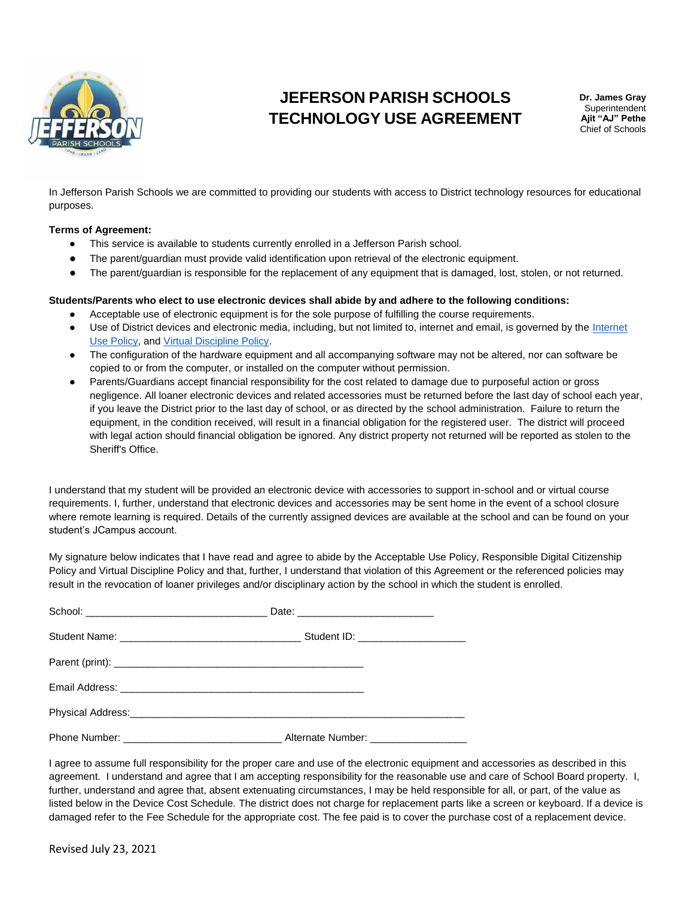# JEFERSON PARISH SCHOOLS
# TECHNOLOGY USE AGREEMENT

**Dr. James Gray**
Superintendent
**Ajit "AJ" Pethe**
Chief of Schools

In Jefferson Parish Schools we are committed to providing our students with access to District technology resources for educational purposes.

**Terms of Agreement:**

- This service is available to students currently enrolled in a Jefferson Parish school.
- The parent/guardian must provide valid identification upon retrieval of the electronic equipment.
- The parent/guardian is responsible for the replacement of any equipment that is damaged, lost, stolen, or not returned.

**Students/Parents who elect to use electronic devices shall abide by and adhere to the following conditions:**

- Acceptable use of electronic equipment is for the sole purpose of fulfilling the course requirements.
- Use of District devices and electronic media, including, but not limited to, internet and email, is governed by the Internet Use Policy, and Virtual Discipline Policy.
- The configuration of the hardware equipment and all accompanying software may not be altered, nor can software be copied to or from the computer, or installed on the computer without permission.
- Parents/Guardians accept financial responsibility for the cost related to damage due to purposeful action or gross negligence. All loaner electronic devices and related accessories must be returned before the last day of school each year, if you leave the District prior to the last day of school, or as directed by the school administration. Failure to return the equipment, in the condition received, will result in a financial obligation for the registered user. The district will proceed with legal action should financial obligation be ignored. Any district property not returned will be reported as stolen to the Sheriff's Office.

I understand that my student will be provided an electronic device with accessories to support in-school and or virtual course requirements. I, further, understand that electronic devices and accessories may be sent home in the event of a school closure where remote learning is required. Details of the currently assigned devices are available at the school and can be found on your student's JCampus account.

My signature below indicates that I have read and agree to abide by the Acceptable Use Policy, Responsible Digital Citizenship Policy and Virtual Discipline Policy and that, further, I understand that violation of this Agreement or the referenced policies may result in the revocation of loaner privileges and/or disciplinary action by the school in which the student is enrolled.

School: _______________________________ Date: _______________________

Student Name: _______________________________ Student ID: __________________

Parent (print): _____________________________________________

Email Address: ___________________________________________

Physical Address:____________________________________________________________

Phone Number: ___________________________ Alternate Number: ________________

I agree to assume full responsibility for the proper care and use of the electronic equipment and accessories as described in this agreement. I understand and agree that I am accepting responsibility for the reasonable use and care of School Board property. I, further, understand and agree that, absent extenuating circumstances, I may be held responsible for all, or part, of the value as listed below in the Device Cost Schedule. The district does not charge for replacement parts like a screen or keyboard. If a device is damaged refer to the Fee Schedule for the appropriate cost. The fee paid is to cover the purchase cost of a replacement device.

Revised July 23, 2021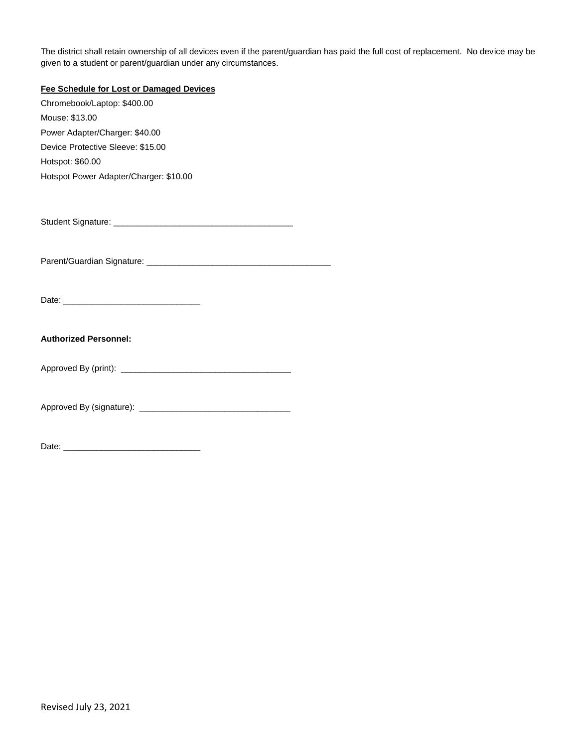The district shall retain ownership of all devices even if the parent/guardian has paid the full cost of replacement. No device may be given to a student or parent/guardian under any circumstances.

**Fee Schedule for Lost or Damaged Devices**

Chromebook/Laptop: $400.00

Mouse: $13.00

Power Adapter/Charger: $40.00

Device Protective Sleeve: $15.00

Hotspot: $60.00

Hotspot Power Adapter/Charger: $10.00

Student Signature: ______________________________________

Parent/Guardian Signature: ______________________________________

Date: ____________________________

**Authorized Personnel:**

Approved By (print): ____________________________________

Approved By (signature): _______________________________

Date: ____________________________

Revised July 23, 2021